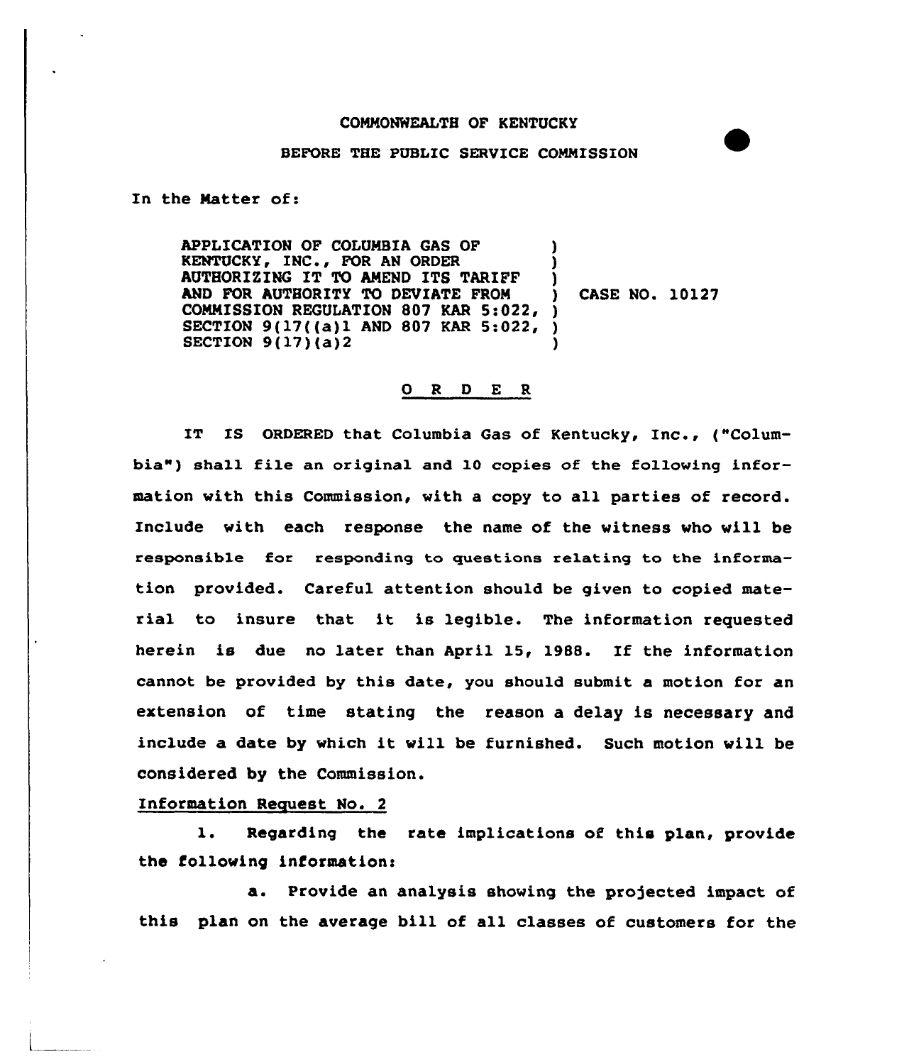COMMONWEALTH OF KENTUCKY

BEFORE THE PUBLIC SERVICE COMMISSION

In the Matter of:

| | | |
|---|---|---|
| APPLICATION OF COLUMBIA GAS OF KENTUCKY, INC., FOR AN ORDER AUTHORIZING IT TO AMEND ITS TARIFF AND FOR AUTHORITY TO DEVIATE FROM COMMISSION REGULATION 807 KAR 5:022, SECTION 9(17((a)1 AND 807 KAR 5:022, SECTION 9(17)(a)2 | ) | CASE NO. 10127 |

## O R D E R

IT IS ORDERED that Columbia Gas of Kentucky, Inc., ("Columbia") shall file an original and 10 copies of the following information with this Commission, with a copy to all parties of record. Include with each response the name of the witness who will be responsible for responding to questions relating to the information provided. Careful attention should be given to copied material to insure that it is legible. The information requested herein is due no later than April 15, 1988. If the information cannot be provided by this date, you should submit a motion for an extension of time stating the reason a delay is necessary and include a date by which it will be furnished. Such motion will be considered by the Commission.

Information Request No. 2

1. Regarding the rate implications of this plan, provide the following information:

a. Provide an analysis showing the projected impact of this plan on the average bill of all classes of customers for the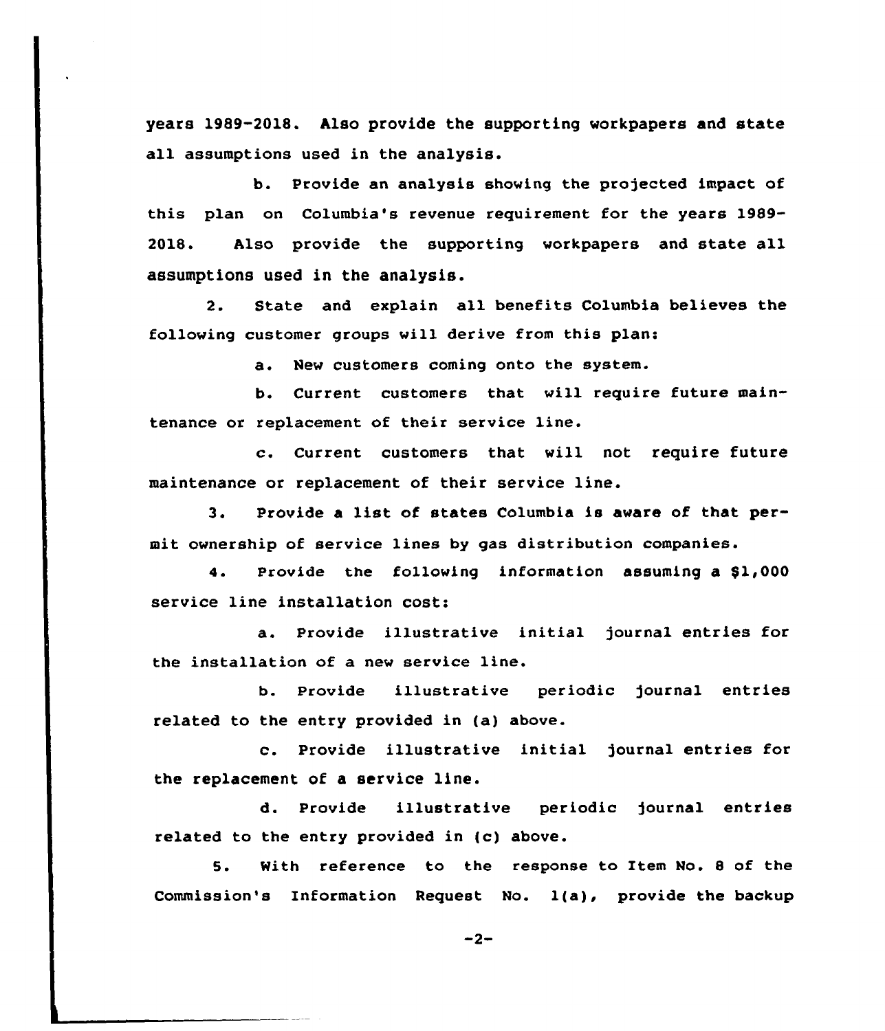years 1989-2018. Also provide the supporting workpapers and state all assumptions used in the analysis.

b. Provide an analysis showing the projected impact of this plan on Columbia's revenue requirement for the years 1989-2018. Also provide the supporting workpapers and state all assumptions used in the analysis.

2. State and explain all benefits Columbia believes the following customer groups will derive from this plan:

a. New customers coming onto the system.

b. Current customers that will require future maintenance or replacement of their service line.

c. Current customers that will not require future maintenance or replacement of their service line.

3. Provide a list of states Columbia is aware of that permit ownership of service lines by gas distribution companies.

4. Provide the following information assuming a $1,000 service line installation cost:

a. Provide illustrative initial journal entries for the installation of a new service line.

b. Provide illustrative periodic journal entries related to the entry provided in (a) above.

c. Provide illustrative initial journal entries for the replacement of a service line.

d. Provide illustrative periodic journal entries related to the entry provided in (c) above.

5. With reference to the response to Item No. 8 of the Commission's Information Request No. 1(a), provide the backup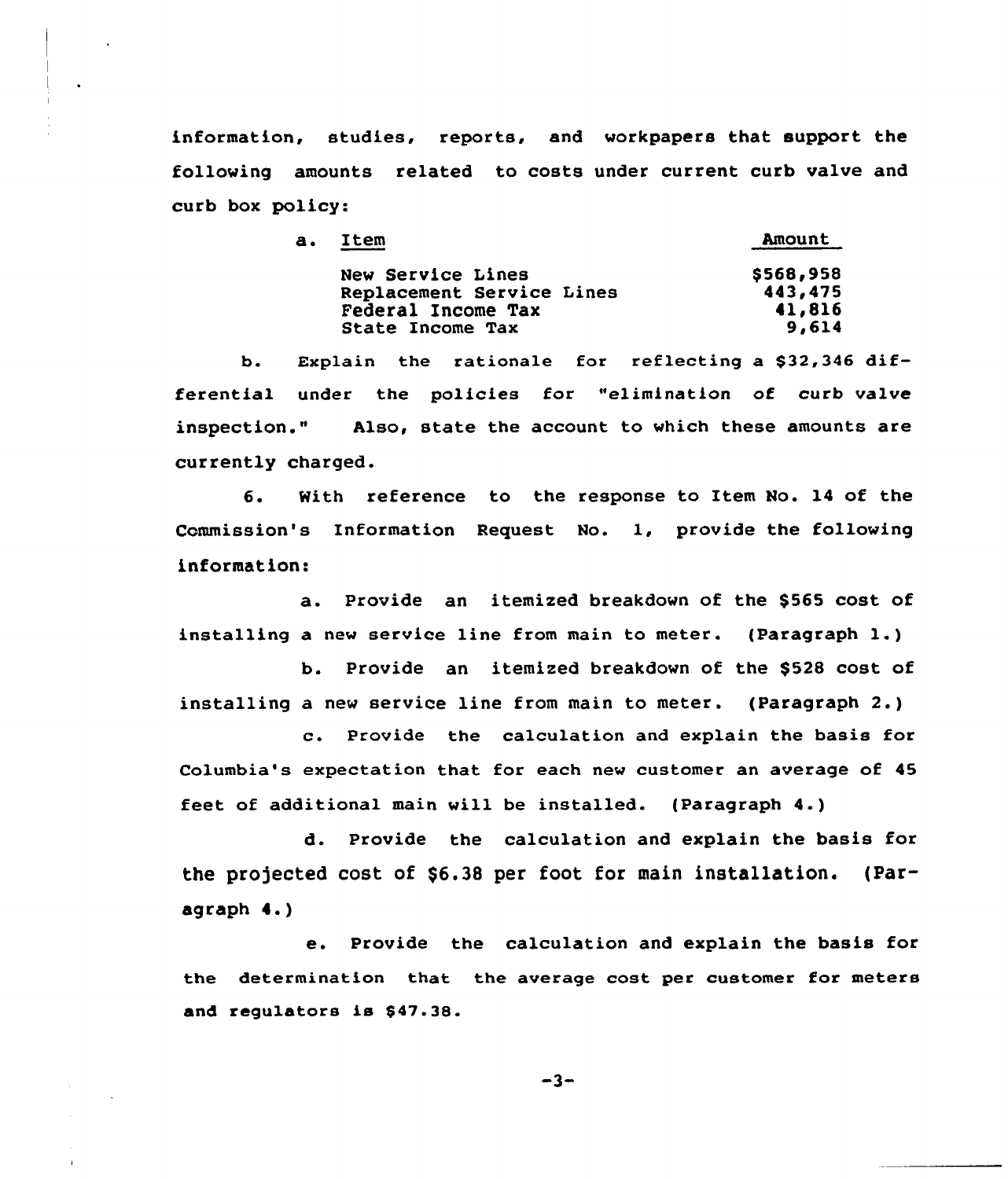information, studies, reports, and workpapers that support the following amounts related to costs under current curb valve and curb box policy:

a.

| Item | Amount |
|---|---|
| New Service Lines | $568,958 |
| Replacement Service Lines | 443,475 |
| Federal Income Tax | 41,816 |
| State Income Tax | 9,614 |

b. Explain the rationale for reflecting a $32,346 differential under the policies for "elimination of curb valve inspection." Also, state the account to which these amounts are currently charged.

6. With reference to the response to Item No. 14 of the Commission's Information Request No. 1, provide the following information:

a. Provide an itemized breakdown of the $565 cost of installing a new service line from main to meter. (Paragraph 1.)

b. Provide an itemized breakdown of the $528 cost of installing a new service line from main to meter. (Paragraph 2.)

c. Provide the calculation and explain the basis for Columbia's expectation that for each new customer an average of 45 feet of additional main will be installed. (Paragraph 4.)

d. Provide the calculation and explain the basis for the projected cost of $6.38 per foot for main installation. (Paragraph 4.)

e. Provide the calculation and explain the basis for the determination that the average cost per customer for meters and regulators is $47.38.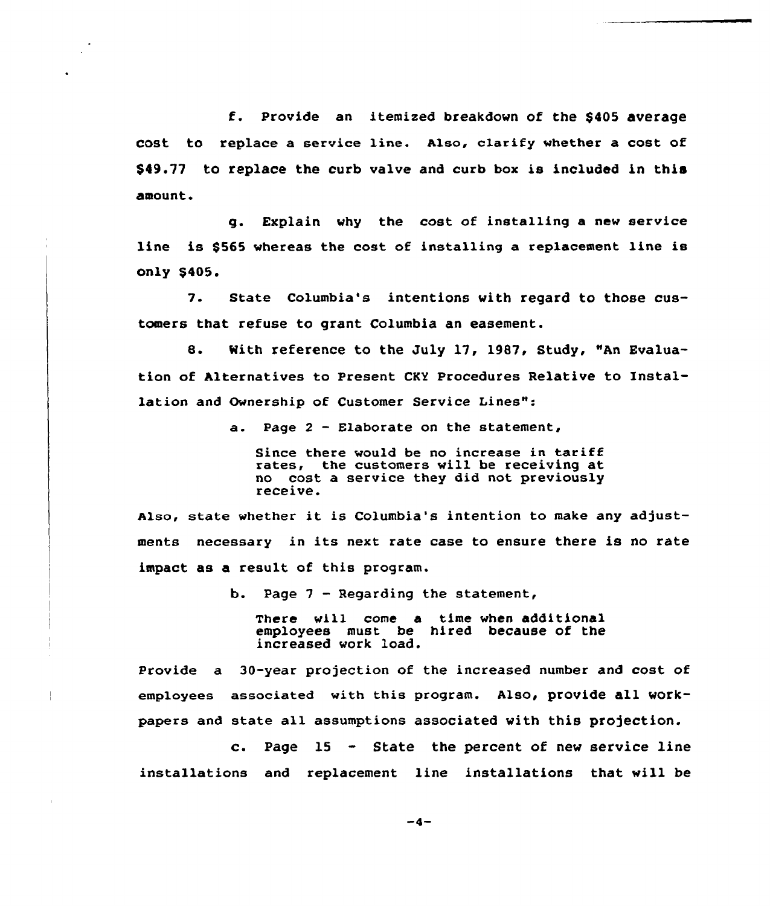f. Provide an itemized breakdown of the $405 average cost to replace a service line. Also, clarify whether a cost of $49.77 to replace the curb valve and curb box is included in this amount.

g. Explain why the cost of installing a new service line is $565 whereas the cost of installing a replacement line is only $405.

7. State Columbia's intentions with regard to those customers that refuse to grant Columbia an easement.

8. With reference to the July 17, 1987, Study, "An Evaluation of Alternatives to Present CKY Procedures Relative to Installation and Ownership of Customer Service Lines":

a. Page 2 - Elaborate on the statement,

> Since there would be no increase in tariff rates, the customers will be receiving at no cost a service they did not previously receive.

Also, state whether it is Columbia's intention to make any adjustments necessary in its next rate case to ensure there is no rate impact as a result of this program.

b. Page 7 - Regarding the statement,

> There will come a time when additional employees must be hired because of the increased work load.

Provide a 30-year projection of the increased number and cost of employees associated with this program. Also, provide all workpapers and state all assumptions associated with this projection.

c. Page 15 - State the percent of new service line installations and replacement line installations that will be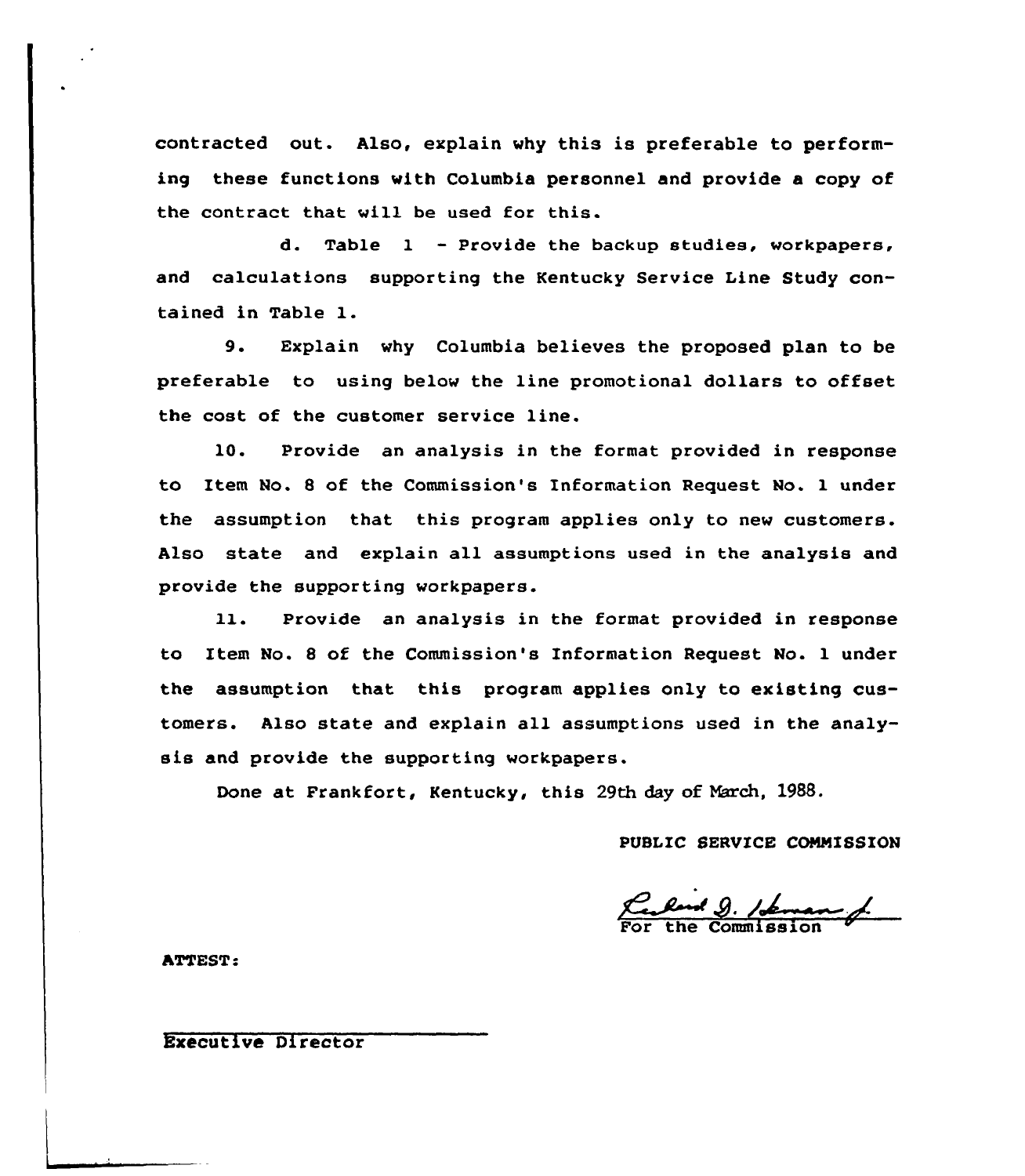contracted out. Also, explain why this is preferable to performing these functions with Columbia personnel and provide a copy of the contract that will be used for this.

d. Table 1 - Provide the backup studies, workpapers, and calculations supporting the Kentucky Service Line Study contained in Table 1.

9. Explain why Columbia believes the proposed plan to be preferable to using below the line promotional dollars to offset the cost of the customer service line.

10. Provide an analysis in the format provided in response to Item No. 8 of the Commission's Information Request No. 1 under the assumption that this program applies only to new customers. Also state and explain all assumptions used in the analysis and provide the supporting workpapers.

11. Provide an analysis in the format provided in response to Item No. 8 of the Commission's Information Request No. 1 under the assumption that this program applies only to existing customers. Also state and explain all assumptions used in the analysis and provide the supporting workpapers.

Done at Frankfort, Kentucky, this 29th day of March, 1988.

PUBLIC SERVICE COMMISSION

For the Commission

ATTEST:

Executive Director